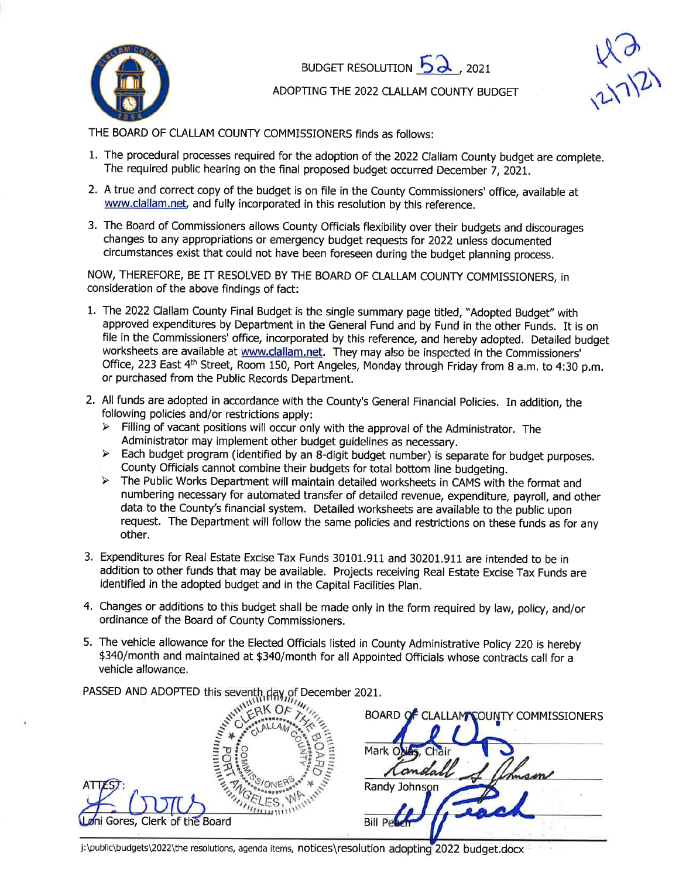# BUDGET RESOLUTION 52, 2021

## ADOPTING THE 2022 CLALLAM COUNTY BUDGET

H2
12/7/21

THE BOARD OF CLALLAM COUNTY COMMISSIONERS finds as follows:

1. The procedural processes required for the adoption of the 2022 Clallam County budget are complete. The required public hearing on the final proposed budget occurred December 7, 2021.
2. A true and correct copy of the budget is on file in the County Commissioners' office, available at www.clallam.net, and fully incorporated in this resolution by this reference.
3. The Board of Commissioners allows County Officials flexibility over their budgets and discourages changes to any appropriations or emergency budget requests for 2022 unless documented circumstances exist that could not have been foreseen during the budget planning process.

NOW, THEREFORE, BE IT RESOLVED BY THE BOARD OF CLALLAM COUNTY COMMISSIONERS, in consideration of the above findings of fact:

1. The 2022 Clallam County Final Budget is the single summary page titled, "Adopted Budget" with approved expenditures by Department in the General Fund and by Fund in the other Funds. It is on file in the Commissioners' office, incorporated by this reference, and hereby adopted. Detailed budget worksheets are available at www.clallam.net. They may also be inspected in the Commissioners' Office, 223 East 4th Street, Room 150, Port Angeles, Monday through Friday from 8 a.m. to 4:30 p.m. or purchased from the Public Records Department.
2. All funds are adopted in accordance with the County's General Financial Policies. In addition, the following policies and/or restrictions apply:
   - Filling of vacant positions will occur only with the approval of the Administrator. The Administrator may implement other budget guidelines as necessary.
   - Each budget program (identified by an 8-digit budget number) is separate for budget purposes. County Officials cannot combine their budgets for total bottom line budgeting.
   - The Public Works Department will maintain detailed worksheets in CAMS with the format and numbering necessary for automated transfer of detailed revenue, expenditure, payroll, and other data to the County's financial system. Detailed worksheets are available to the public upon request. The Department will follow the same policies and restrictions on these funds as for any other.
3. Expenditures for Real Estate Excise Tax Funds 30101.911 and 30201.911 are intended to be in addition to other funds that may be available. Projects receiving Real Estate Excise Tax Funds are identified in the adopted budget and in the Capital Facilities Plan.
4. Changes or additions to this budget shall be made only in the form required by law, policy, and/or ordinance of the Board of County Commissioners.
5. The vehicle allowance for the Elected Officials listed in County Administrative Policy 220 is hereby $340/month and maintained at $340/month for all Appointed Officials whose contracts call for a vehicle allowance.

PASSED AND ADOPTED this seventh day of December 2021.

BOARD OF CLALLAM COUNTY COMMISSIONERS

Mark Ozias, Chair

Randy Johnson

Bill Peach

ATTEST:

Loni Gores, Clerk of the Board

CLERK OF THE BOARD · CLALLAM COUNTY COMMISSIONERS · PORT ANGELES, WA

j:\public\budgets\2022\the resolutions, agenda items, notices\resolution adopting 2022 budget.docx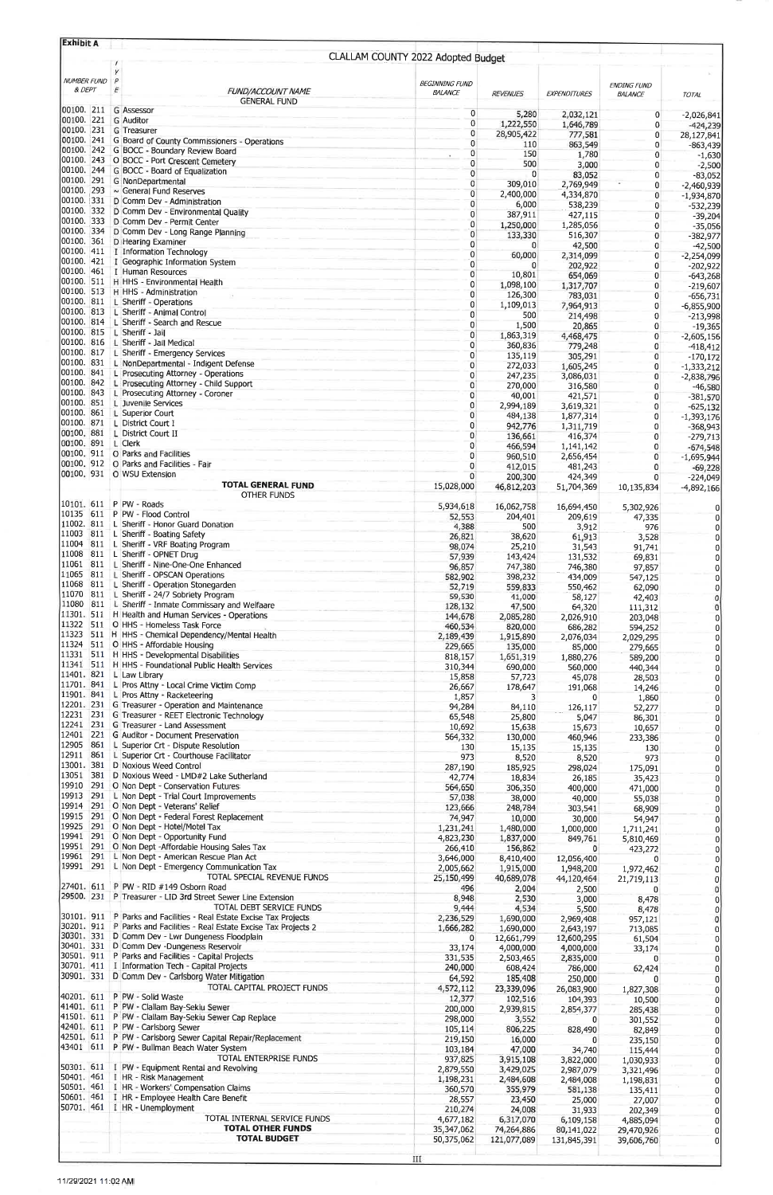**Exhibit A**

## CLALLAM COUNTY 2022 Adopted Budget

| NUMBER FUND & DEPT | | TYPE | FUND/ACCOUNT NAME | BEGINNING FUND BALANCE | REVENUES | EXPENDITURES | ENDING FUND BALANCE | TOTAL |
|---|---|---|---|---|---|---|---|---|
| | | | **GENERAL FUND** | | | | | |
| 00100. | 211 | G | Assessor | 0 | 5,280 | 2,032,121 | 0 | -2,026,841 |
| 00100. | 221 | G | Auditor | 0 | 1,222,550 | 1,646,789 | 0 | -424,239 |
| 00100. | 231 | G | Treasurer | 0 | 28,905,422 | 777,581 | 0 | 28,127,841 |
| 00100. | 241 | G | Board of County Commissioners - Operations | 0 | 110 | 863,549 | 0 | -863,439 |
| 00100. | 242 | G | BOCC - Boundary Review Board | 0 | 150 | 1,780 | 0 | -1,630 |
| 00100. | 243 | O | BOCC - Port Crescent Cemetery | 0 | 500 | 3,000 | 0 | -2,500 |
| 00100. | 244 | G | BOCC - Board of Equalization | 0 | 0 | 83,052 | 0 | -83,052 |
| 00100. | 291 | G | NonDepartmental | 0 | 309,010 | 2,769,949 | 0 | -2,460,939 |
| 00100. | 293 | ~ | General Fund Reserves | 0 | 2,400,000 | 4,334,870 | 0 | -1,934,870 |
| 00100. | 331 | D | Comm Dev - Administration | 0 | 6,000 | 538,239 | 0 | -532,239 |
| 00100. | 332 | D | Comm Dev - Environmental Quality | 0 | 387,911 | 427,115 | 0 | -39,204 |
| 00100. | 333 | D | Comm Dev - Permit Center | 0 | 1,250,000 | 1,285,056 | 0 | -35,056 |
| 00100. | 334 | D | Comm Dev - Long Range Planning | 0 | 133,330 | 516,307 | 0 | -382,977 |
| 00100. | 361 | D | Hearing Examiner | 0 | 0 | 42,500 | 0 | -42,500 |
| 00100. | 411 | I | Information Technology | 0 | 60,000 | 2,314,099 | 0 | -2,254,099 |
| 00100. | 421 | I | Geographic Information System | 0 | 0 | 202,922 | 0 | -202,922 |
| 00100. | 461 | I | Human Resources | 0 | 10,801 | 654,069 | 0 | -643,268 |
| 00100. | 511 | H | HHS - Environmental Health | 0 | 1,098,100 | 1,317,707 | 0 | -219,607 |
| 00100. | 513 | H | HHS - Administration | 0 | 126,300 | 783,031 | 0 | -656,731 |
| 00100. | 811 | L | Sheriff - Operations | 0 | 1,109,013 | 7,964,913 | 0 | -6,855,900 |
| 00100. | 813 | L | Sheriff - Animal Control | 0 | 500 | 214,498 | 0 | -213,998 |
| 00100. | 814 | L | Sheriff - Search and Rescue | 0 | 1,500 | 20,865 | 0 | -19,365 |
| 00100. | 815 | L | Sheriff - Jail | 0 | 1,863,319 | 4,468,475 | 0 | -2,605,156 |
| 00100. | 816 | L | Sheriff - Jail Medical | 0 | 360,836 | 779,248 | 0 | -418,412 |
| 00100. | 817 | L | Sheriff - Emergency Services | 0 | 135,119 | 305,291 | 0 | -170,172 |
| 00100. | 831 | L | NonDepartmental - Indigent Defense | 0 | 272,033 | 1,605,245 | 0 | -1,333,212 |
| 00100. | 841 | L | Prosecuting Attorney - Operations | 0 | 247,235 | 3,086,031 | 0 | -2,838,796 |
| 00100. | 842 | L | Prosecuting Attorney - Child Support | 0 | 270,000 | 316,580 | 0 | -46,580 |
| 00100. | 843 | L | Prosecuting Attorney - Coroner | 0 | 40,001 | 421,571 | 0 | -381,570 |
| 00100. | 851 | L | Juvenile Services | 0 | 2,994,189 | 3,619,321 | 0 | -625,132 |
| 00100. | 861 | L | Superior Court | 0 | 484,138 | 1,877,314 | 0 | -1,393,176 |
| 00100. | 871 | L | District Court I | 0 | 942,776 | 1,311,719 | 0 | -368,943 |
| 00100. | 881 | L | District Court II | 0 | 136,661 | 416,374 | 0 | -279,713 |
| 00100. | 891 | L | Clerk | 0 | 466,594 | 1,141,142 | 0 | -674,548 |
| 00100. | 911 | O | Parks and Facilities | 0 | 960,510 | 2,656,454 | 0 | -1,695,944 |
| 00100. | 912 | O | Parks and Facilities - Fair | 0 | 412,015 | 481,243 | 0 | -69,228 |
| 00100. | 931 | O | WSU Extension | 0 | 200,300 | 424,349 | 0 | -224,049 |
| | | | **TOTAL GENERAL FUND** | 15,028,000 | 46,812,203 | 51,704,369 | 10,135,834 | -4,892,166 |
| | | | OTHER FUNDS | | | | | |
| 10101. | 611 | P | PW - Roads | 5,934,618 | 16,062,758 | 16,694,450 | 5,302,926 | 0 |
| 10135 | 611 | P | PW - Flood Control | 52,553 | 204,401 | 209,619 | 47,335 | 0 |
| 11002. | 811 | L | Sheriff - Honor Guard Donation | 4,388 | 500 | 3,912 | 976 | 0 |
| 11003 | 811 | L | Sheriff - Boating Safety | 26,821 | 38,620 | 61,913 | 3,528 | 0 |
| 11004 | 811 | L | Sheriff - VRF Boating Program | 98,074 | 25,210 | 31,543 | 91,741 | 0 |
| 11008 | 811 | L | Sheriff - OPNET Drug | 57,939 | 143,424 | 131,532 | 69,831 | 0 |
| 11061 | 811 | L | Sheriff - Nine-One-One Enhanced | 96,857 | 747,380 | 746,380 | 97,857 | 0 |
| 11065 | 811 | L | Sheriff - OPSCAN Operations | 582,902 | 398,232 | 434,009 | 547,125 | 0 |
| 11068 | 811 | L | Sheriff - Operation Stonegarden | 52,719 | 559,833 | 550,462 | 62,090 | 0 |
| 11070 | 811 | L | Sheriff - 24/7 Sobriety Program | 59,530 | 41,000 | 58,127 | 42,403 | 0 |
| 11080 | 811 | L | Sheriff - Inmate Commissary and Welfaare | 128,132 | 47,500 | 64,320 | 111,312 | 0 |
| 11301. | 511 | H | Health and Human Services - Operations | 144,678 | 2,085,280 | 2,026,910 | 203,048 | 0 |
| 11322 | 511 | O | HHS - Homeless Task Force | 460,534 | 820,000 | 686,282 | 594,252 | 0 |
| 11323 | 511 | H | HHS - Chemical Dependency/Mental Health | 2,189,439 | 1,915,890 | 2,076,034 | 2,029,295 | 0 |
| 11324 | 511 | O | HHS - Affordable Housing | 229,665 | 135,000 | 85,000 | 279,665 | 0 |
| 11331 | 511 | H | HHS - Developmental Disabilities | 818,157 | 1,651,319 | 1,880,276 | 589,200 | 0 |
| 11341 | 511 | H | HHS - Foundational Public Health Services | 310,344 | 690,000 | 560,000 | 440,344 | 0 |
| 11401. | 821 | L | Law Library | 15,858 | 57,723 | 45,078 | 28,503 | 0 |
| 11701. | 841 | L | Pros Attny - Local Crime Victim Comp | 26,667 | 178,647 | 191,068 | 14,246 | 0 |
| 11901. | 841 | L | Pros Attny - Racketeering | 1,857 | 3 | 0 | 1,860 | 0 |
| 12201. | 231 | G | Treasurer - Operation and Maintenance | 94,284 | 84,110 | 126,117 | 52,277 | 0 |
| 12231 | 231 | G | Treasurer - REET Electronic Technology | 65,548 | 25,800 | 5,047 | 86,301 | 0 |
| 12241 | 231 | G | Treasurer - Land Assessment | 10,692 | 15,638 | 15,673 | 10,657 | 0 |
| 12401 | 221 | G | Auditor - Document Preservation | 564,332 | 130,000 | 460,946 | 233,386 | 0 |
| 12905 | 861 | L | Superior Crt - Dispute Resolution | 130 | 15,135 | 15,135 | 130 | 0 |
| 12911 | 861 | L | Superior Crt - Courthouse Facilitator | 973 | 8,520 | 8,520 | 973 | 0 |
| 13001. | 381 | D | Noxious Weed Control | 287,190 | 185,925 | 298,024 | 175,091 | 0 |
| 13051 | 381 | D | Noxious Weed - LMD#2 Lake Sutherland | 42,774 | 18,834 | 26,185 | 35,423 | 0 |
| 19910 | 291 | O | Non Dept - Conservation Futures | 564,650 | 306,350 | 400,000 | 471,000 | 0 |
| 19913 | 291 | L | Non Dept - Trial Court Improvements | 57,038 | 38,000 | 40,000 | 55,038 | 0 |
| 19914 | 291 | O | Non Dept - Veterans' Relief | 123,666 | 248,784 | 303,541 | 68,909 | 0 |
| 19915 | 291 | O | Non Dept - Federal Forest Replacement | 74,947 | 10,000 | 30,000 | 54,947 | 0 |
| 19925 | 291 | O | Non Dept - Hotel/Motel Tax | 1,231,241 | 1,480,000 | 1,000,000 | 1,711,241 | 0 |
| 19941 | 291 | O | Non Dept - Opportunity Fund | 4,823,230 | 1,837,000 | 849,761 | 5,810,469 | 0 |
| 19951 | 291 | O | Non Dept -Affordable Housing Sales Tax | 266,410 | 156,862 | 0 | 423,272 | 0 |
| 19961 | 291 | L | Non Dept - American Rescue Plan Act | 3,646,000 | 8,410,400 | 12,056,400 | 0 | 0 |
| 19991 | 291 | L | Non Dept - Emergency Communication Tax | 2,005,662 | 1,915,000 | 1,948,200 | 1,972,462 | 0 |
| | | | TOTAL SPECIAL REVENUE FUNDS | 25,150,499 | 40,689,078 | 44,120,464 | 21,719,113 | 0 |
| 27401. | 611 | P | PW - RID #149 Osborn Road | 496 | 2,004 | 2,500 | 0 | 0 |
| 29500. | 231 | P | Treasurer - LID 3rd Street Sewer Line Extension | 8,948 | 2,530 | 3,000 | 8,478 | 0 |
| | | | TOTAL DEBT SERVICE FUNDS | 9,444 | 4,534 | 5,500 | 8,478 | 0 |
| 30101. | 911 | P | Parks and Facilities - Real Estate Excise Tax Projects | 2,236,529 | 1,690,000 | 2,969,408 | 957,121 | 0 |
| 30201. | 911 | P | Parks and Facilities - Real Estate Excise Tax Projects 2 | 1,666,282 | 1,690,000 | 2,643,197 | 713,085 | 0 |
| 30301. | 331 | D | Comm Dev - Lwr Dungeness Floodplain | 0 | 12,661,799 | 12,600,295 | 61,504 | 0 |
| 30401. | 331 | D | Comm Dev -Dungeness Reservoir | 33,174 | 4,000,000 | 4,000,000 | 33,174 | 0 |
| 30501. | 911 | P | Parks and Facilities - Capital Projects | 331,535 | 2,503,465 | 2,835,000 | 0 | 0 |
| 30701. | 411 | I | Information Tech - Capital Projects | 240,000 | 608,424 | 786,000 | 62,424 | 0 |
| 30901. | 331 | D | Comm Dev - Carlsborg Water Mitigation | 64,592 | 185,408 | 250,000 | 0 | 0 |
| | | | TOTAL CAPITAL PROJECT FUNDS | 4,572,112 | 23,339,096 | 26,083,900 | 1,827,308 | 0 |
| 40201. | 611 | P | PW - Solid Waste | 12,377 | 102,516 | 104,393 | 10,500 | 0 |
| 41401. | 611 | P | PW - Clallam Bay-Sekiu Sewer | 200,000 | 2,939,815 | 2,854,377 | 285,438 | 0 |
| 41501. | 611 | P | PW - Clallam Bay-Sekiu Sewer Cap Replace | 298,000 | 3,552 | 0 | 301,552 | 0 |
| 42401. | 611 | P | PW - Carlsborg Sewer | 105,114 | 806,225 | 828,490 | 82,849 | 0 |
| 42501. | 611 | P | PW - Carlsborg Sewer Capital Repair/Replacement | 219,150 | 16,000 | 0 | 235,150 | 0 |
| 43401 | 611 | P | PW - Bullman Beach Water System | 103,184 | 47,000 | 34,740 | 115,444 | 0 |
| | | | TOTAL ENTERPRISE FUNDS | 937,825 | 3,915,108 | 3,822,000 | 1,030,933 | 0 |
| 50301. | 611 | I | PW - Equipment Rental and Revolving | 2,879,550 | 3,429,025 | 2,987,079 | 3,321,496 | 0 |
| 50401. | 461 | I | HR - Risk Management | 1,198,231 | 2,484,608 | 2,484,008 | 1,198,831 | 0 |
| 50501. | 461 | I | HR - Workers' Compensation Claims | 360,570 | 355,979 | 581,138 | 135,411 | 0 |
| 50601. | 461 | I | HR - Employee Health Care Benefit | 28,557 | 23,450 | 25,000 | 27,007 | 0 |
| 50701. | 461 | I | HR - Unemployment | 210,274 | 24,008 | 31,933 | 202,349 | 0 |
| | | | TOTAL INTERNAL SERVICE FUNDS | 4,677,182 | 6,317,070 | 6,109,158 | 4,885,094 | 0 |
| | | | **TOTAL OTHER FUNDS** | 35,347,062 | 74,264,886 | 80,141,022 | 29,470,926 | 0 |
| | | | **TOTAL BUDGET** | 50,375,062 | 121,077,089 | 131,845,391 | 39,606,760 | 0 |

III

11/29/2021 11:02 AM